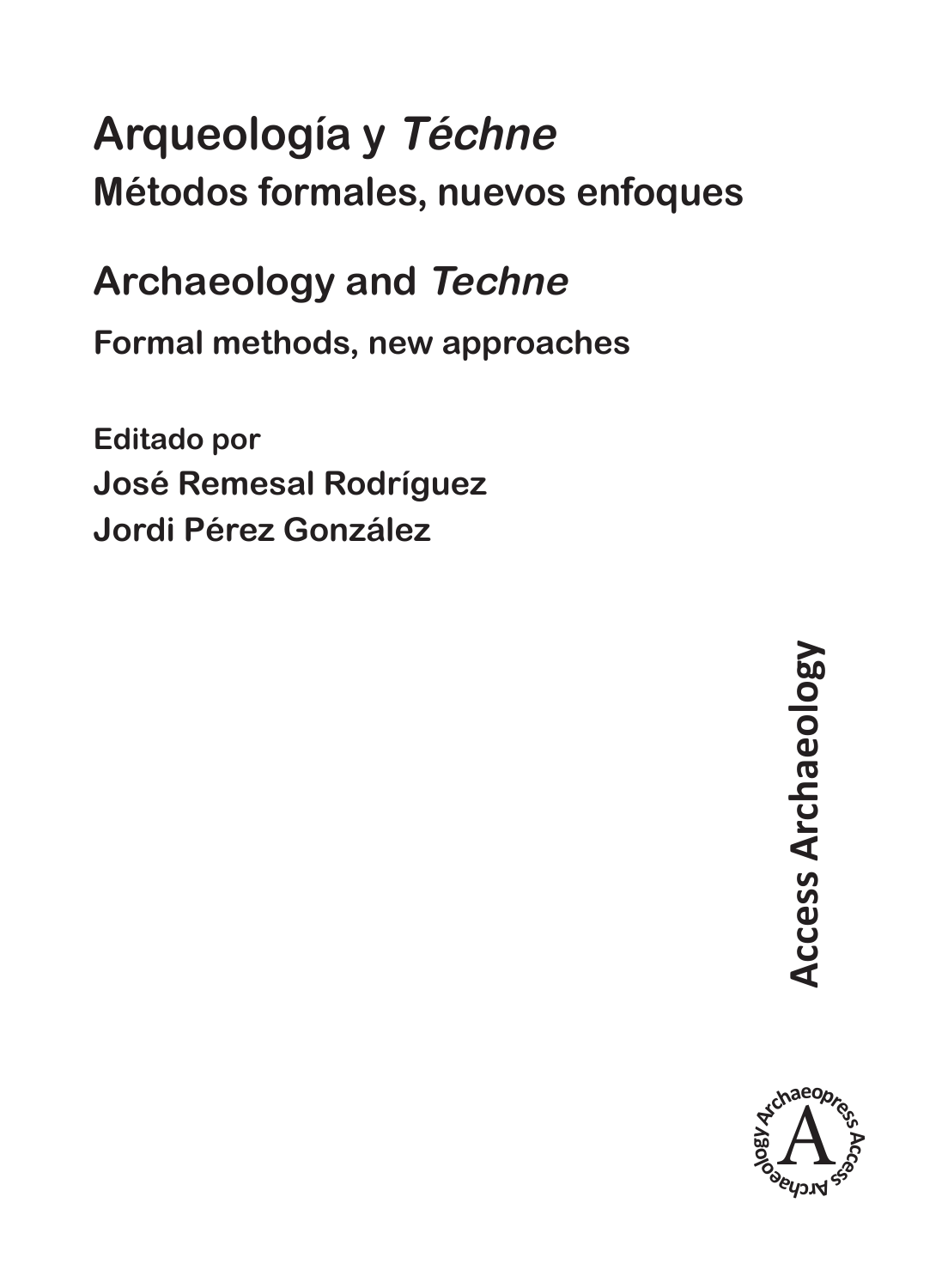# Arqueología y *Téchne*

## Métodos formales, nuevos enfoques

# Archaeology and *Techne*

## Formal methods, new approaches

**Editado por**

**José Remesal Rodríguez**

**Jordi Pérez González**

**Access Archaeology**

Archaeopress Access Archaeology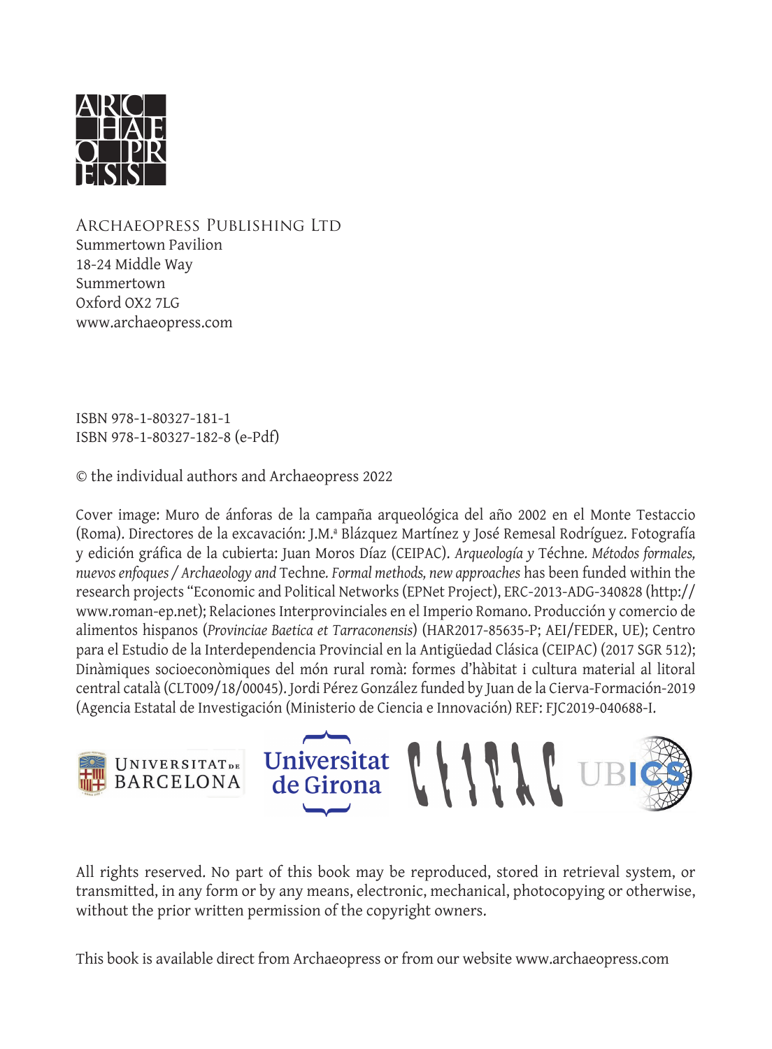ARCHAEOPRESS PUBLISHING LTD
Summertown Pavilion
18-24 Middle Way
Summertown
Oxford OX2 7LG
www.archaeopress.com

ISBN 978-1-80327-181-1
ISBN 978-1-80327-182-8 (e-Pdf)

© the individual authors and Archaeopress 2022

Cover image: Muro de ánforas de la campaña arqueológica del año 2002 en el Monte Testaccio (Roma). Directores de la excavación: J.M.ª Blázquez Martínez y José Remesal Rodríguez. Fotografía y edición gráfica de la cubierta: Juan Moros Díaz (CEIPAC). *Arqueología y* Téchne*. Métodos formales, nuevos enfoques / Archaeology and* Techne*. Formal methods, new approaches* has been funded within the research projects "Economic and Political Networks (EPNet Project), ERC-2013-ADG-340828 (http://www.roman-ep.net); Relaciones Interprovinciales en el Imperio Romano. Producción y comercio de alimentos hispanos (*Provinciae Baetica et Tarraconensis*) (HAR2017-85635-P; AEI/FEDER, UE); Centro para el Estudio de la Interdependencia Provincial en la Antigüedad Clásica (CEIPAC) (2017 SGR 512); Dinàmiques socioeconòmiques del món rural romà: formes d'hàbitat i cultura material al litoral central català (CLT009/18/00045). Jordi Pérez González funded by Juan de la Cierva-Formación-2019 (Agencia Estatal de Investigación (Ministerio de Ciencia e Innovación) REF: FJC2019-040688-I.

UNIVERSITAT DE BARCELONA
Universitat de Girona
CEIPAC
UBICS

All rights reserved. No part of this book may be reproduced, stored in retrieval system, or transmitted, in any form or by any means, electronic, mechanical, photocopying or otherwise, without the prior written permission of the copyright owners.

This book is available direct from Archaeopress or from our website www.archaeopress.com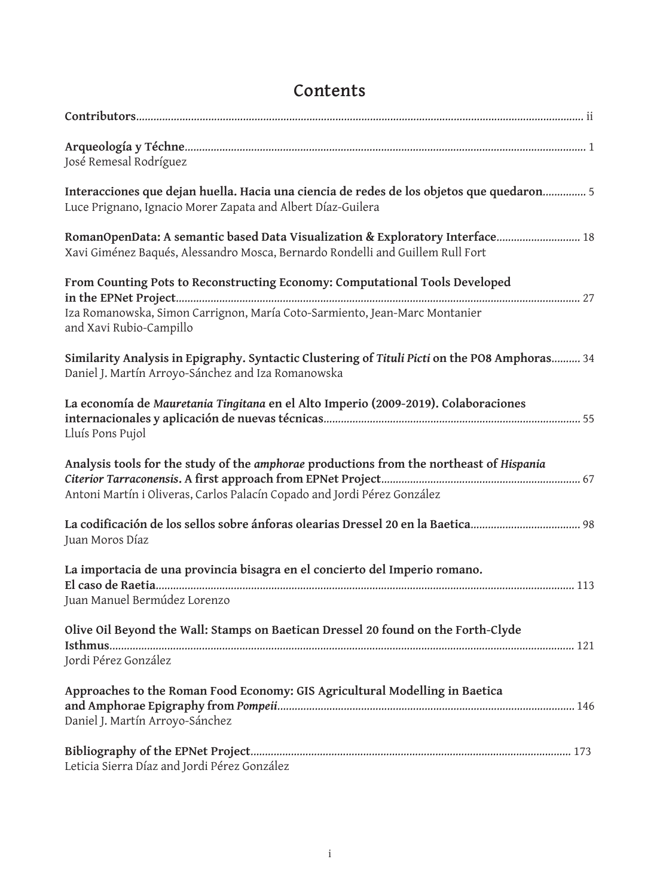# Contents

**Contributors** ii

**Arqueología y Téchne** 1
José Remesal Rodríguez

**Interacciones que dejan huella. Hacia una ciencia de redes de los objetos que quedaron** 5
Luce Prignano, Ignacio Morer Zapata and Albert Díaz-Guilera

**RomanOpenData: A semantic based Data Visualization & Exploratory Interface** 18
Xavi Giménez Baqués, Alessandro Mosca, Bernardo Rondelli and Guillem Rull Fort

**From Counting Pots to Reconstructing Economy: Computational Tools Developed in the EPNet Project** 27
Iza Romanowska, Simon Carrignon, María Coto-Sarmiento, Jean-Marc Montanier and Xavi Rubio-Campillo

**Similarity Analysis in Epigraphy. Syntactic Clustering of *Tituli Picti* on the PO8 Amphoras** 34
Daniel J. Martín Arroyo-Sánchez and Iza Romanowska

**La economía de *Mauretania Tingitana* en el Alto Imperio (2009-2019). Colaboraciones internacionales y aplicación de nuevas técnicas** 55
Lluís Pons Pujol

**Analysis tools for the study of the *amphorae* productions from the northeast of *Hispania Citerior Tarraconensis*. A first approach from EPNet Project** 67
Antoni Martín i Oliveras, Carlos Palacín Copado and Jordi Pérez González

**La codificación de los sellos sobre ánforas olearias Dressel 20 en la Baetica** 98
Juan Moros Díaz

**La importacia de una provincia bisagra en el concierto del Imperio romano. El caso de Raetia** 113
Juan Manuel Bermúdez Lorenzo

**Olive Oil Beyond the Wall: Stamps on Baetican Dressel 20 found on the Forth-Clyde Isthmus** 121
Jordi Pérez González

**Approaches to the Roman Food Economy: GIS Agricultural Modelling in Baetica and Amphorae Epigraphy from *Pompeii*** 146
Daniel J. Martín Arroyo-Sánchez

**Bibliography of the EPNet Project** 173
Leticia Sierra Díaz and Jordi Pérez González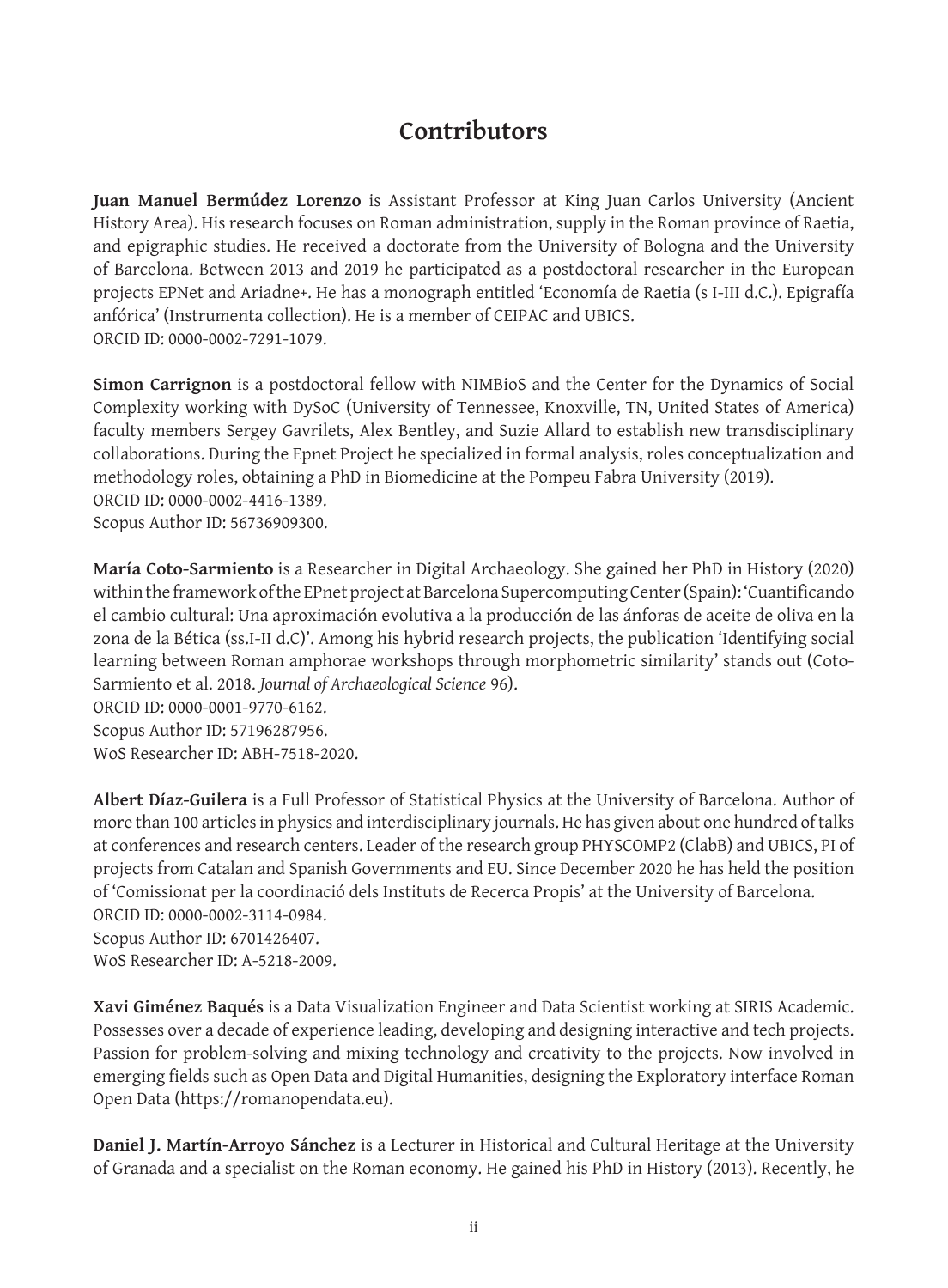# Contributors

**Juan Manuel Bermúdez Lorenzo** is Assistant Professor at King Juan Carlos University (Ancient History Area). His research focuses on Roman administration, supply in the Roman province of Raetia, and epigraphic studies. He received a doctorate from the University of Bologna and the University of Barcelona. Between 2013 and 2019 he participated as a postdoctoral researcher in the European projects EPNet and Ariadne+. He has a monograph entitled 'Economía de Raetia (s I-III d.C.). Epigrafía anfórica' (Instrumenta collection). He is a member of CEIPAC and UBICS.
ORCID ID: 0000-0002-7291-1079.

**Simon Carrignon** is a postdoctoral fellow with NIMBioS and the Center for the Dynamics of Social Complexity working with DySoC (University of Tennessee, Knoxville, TN, United States of America) faculty members Sergey Gavrilets, Alex Bentley, and Suzie Allard to establish new transdisciplinary collaborations. During the Epnet Project he specialized in formal analysis, roles conceptualization and methodology roles, obtaining a PhD in Biomedicine at the Pompeu Fabra University (2019).
ORCID ID: 0000-0002-4416-1389.
Scopus Author ID: 56736909300.

**María Coto-Sarmiento** is a Researcher in Digital Archaeology. She gained her PhD in History (2020) within the framework of the EPnet project at Barcelona Supercomputing Center (Spain): 'Cuantificando el cambio cultural: Una aproximación evolutiva a la producción de las ánforas de aceite de oliva en la zona de la Bética (ss.I-II d.C)'. Among his hybrid research projects, the publication 'Identifying social learning between Roman amphorae workshops through morphometric similarity' stands out (Coto-Sarmiento et al. 2018. *Journal of Archaeological Science* 96).
ORCID ID: 0000-0001-9770-6162.
Scopus Author ID: 57196287956.
WoS Researcher ID: ABH-7518-2020.

**Albert Díaz-Guilera** is a Full Professor of Statistical Physics at the University of Barcelona. Author of more than 100 articles in physics and interdisciplinary journals. He has given about one hundred of talks at conferences and research centers. Leader of the research group PHYSCOMP2 (ClabB) and UBICS, PI of projects from Catalan and Spanish Governments and EU. Since December 2020 he has held the position of 'Comissionat per la coordinació dels Instituts de Recerca Propis' at the University of Barcelona.
ORCID ID: 0000-0002-3114-0984.
Scopus Author ID: 6701426407.
WoS Researcher ID: A-5218-2009.

**Xavi Giménez Baqués** is a Data Visualization Engineer and Data Scientist working at SIRIS Academic. Possesses over a decade of experience leading, developing and designing interactive and tech projects. Passion for problem-solving and mixing technology and creativity to the projects. Now involved in emerging fields such as Open Data and Digital Humanities, designing the Exploratory interface Roman Open Data (https://romanopendata.eu).

**Daniel J. Martín-Arroyo Sánchez** is a Lecturer in Historical and Cultural Heritage at the University of Granada and a specialist on the Roman economy. He gained his PhD in History (2013). Recently, he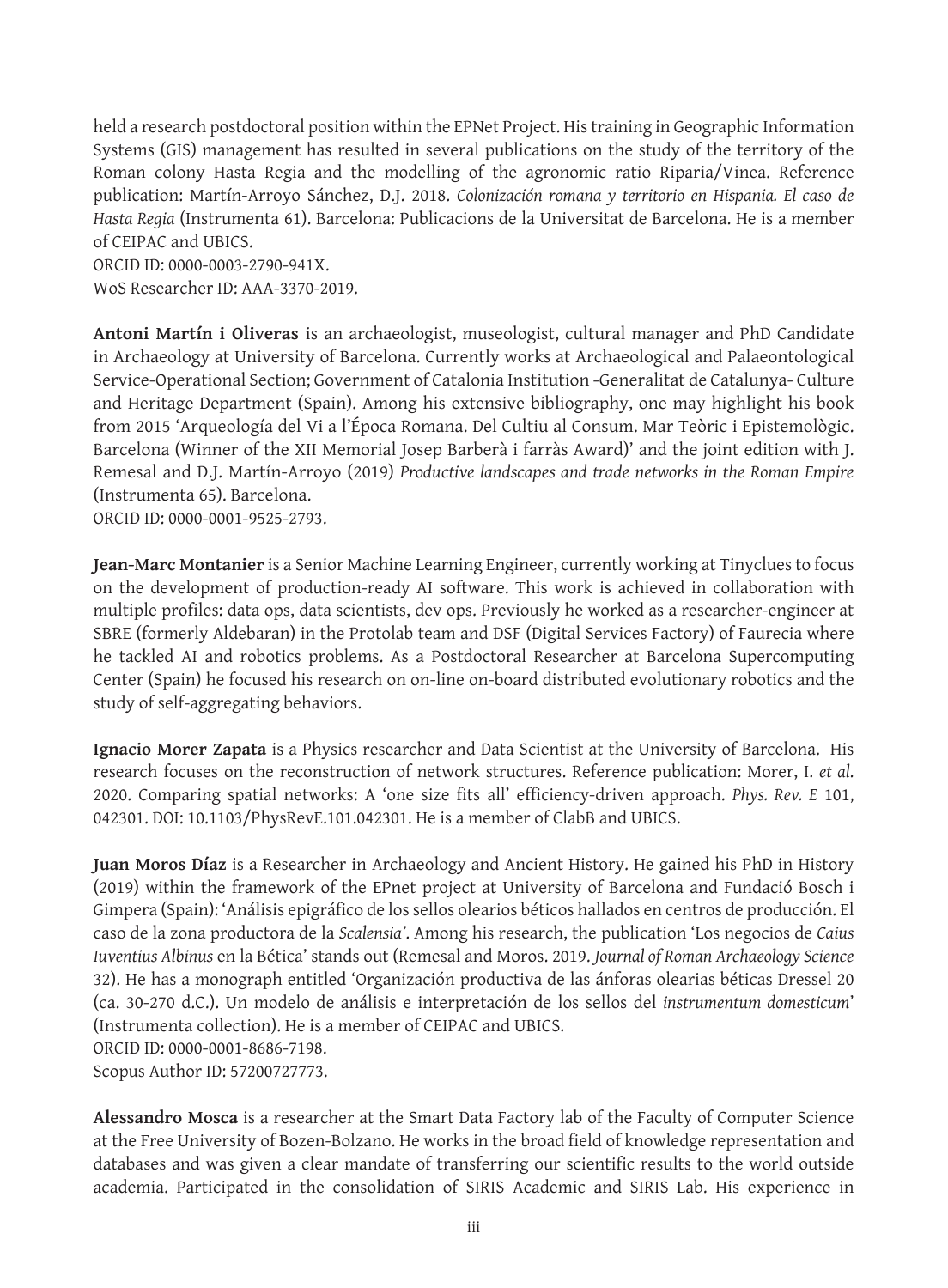held a research postdoctoral position within the EPNet Project. His training in Geographic Information Systems (GIS) management has resulted in several publications on the study of the territory of the Roman colony Hasta Regia and the modelling of the agronomic ratio Riparia/Vinea. Reference publication: Martín-Arroyo Sánchez, D.J. 2018. *Colonización romana y territorio en Hispania. El caso de Hasta Regia* (Instrumenta 61). Barcelona: Publicacions de la Universitat de Barcelona. He is a member of CEIPAC and UBICS.
ORCID ID: 0000-0003-2790-941X.
WoS Researcher ID: AAA-3370-2019.

**Antoni Martín i Oliveras** is an archaeologist, museologist, cultural manager and PhD Candidate in Archaeology at University of Barcelona. Currently works at Archaeological and Palaeontological Service-Operational Section; Government of Catalonia Institution -Generalitat de Catalunya- Culture and Heritage Department (Spain). Among his extensive bibliography, one may highlight his book from 2015 'Arqueología del Vi a l'Época Romana. Del Cultiu al Consum. Mar Teòric i Epistemològic. Barcelona (Winner of the XII Memorial Josep Barberà i farràs Award)' and the joint edition with J. Remesal and D.J. Martín-Arroyo (2019) *Productive landscapes and trade networks in the Roman Empire* (Instrumenta 65). Barcelona.
ORCID ID: 0000-0001-9525-2793.

**Jean-Marc Montanier** is a Senior Machine Learning Engineer, currently working at Tinyclues to focus on the development of production-ready AI software. This work is achieved in collaboration with multiple profiles: data ops, data scientists, dev ops. Previously he worked as a researcher-engineer at SBRE (formerly Aldebaran) in the Protolab team and DSF (Digital Services Factory) of Faurecia where he tackled AI and robotics problems. As a Postdoctoral Researcher at Barcelona Supercomputing Center (Spain) he focused his research on on-line on-board distributed evolutionary robotics and the study of self-aggregating behaviors.

**Ignacio Morer Zapata** is a Physics researcher and Data Scientist at the University of Barcelona. His research focuses on the reconstruction of network structures. Reference publication: Morer, I. *et al.* 2020. Comparing spatial networks: A 'one size fits all' efficiency-driven approach. *Phys. Rev. E* 101, 042301. DOI: 10.1103/PhysRevE.101.042301. He is a member of ClabB and UBICS.

**Juan Moros Díaz** is a Researcher in Archaeology and Ancient History. He gained his PhD in History (2019) within the framework of the EPnet project at University of Barcelona and Fundació Bosch i Gimpera (Spain): 'Análisis epigráfico de los sellos olearios béticos hallados en centros de producción. El caso de la zona productora de la *Scalensia*'. Among his research, the publication 'Los negocios de *Caius Iuventius Albinus* en la Bética' stands out (Remesal and Moros. 2019. *Journal of Roman Archaeology Science* 32). He has a monograph entitled 'Organización productiva de las ánforas olearias béticas Dressel 20 (ca. 30-270 d.C.). Un modelo de análisis e interpretación de los sellos del *instrumentum domesticum*' (Instrumenta collection). He is a member of CEIPAC and UBICS.
ORCID ID: 0000-0001-8686-7198.
Scopus Author ID: 57200727773.

**Alessandro Mosca** is a researcher at the Smart Data Factory lab of the Faculty of Computer Science at the Free University of Bozen-Bolzano. He works in the broad field of knowledge representation and databases and was given a clear mandate of transferring our scientific results to the world outside academia. Participated in the consolidation of SIRIS Academic and SIRIS Lab. His experience in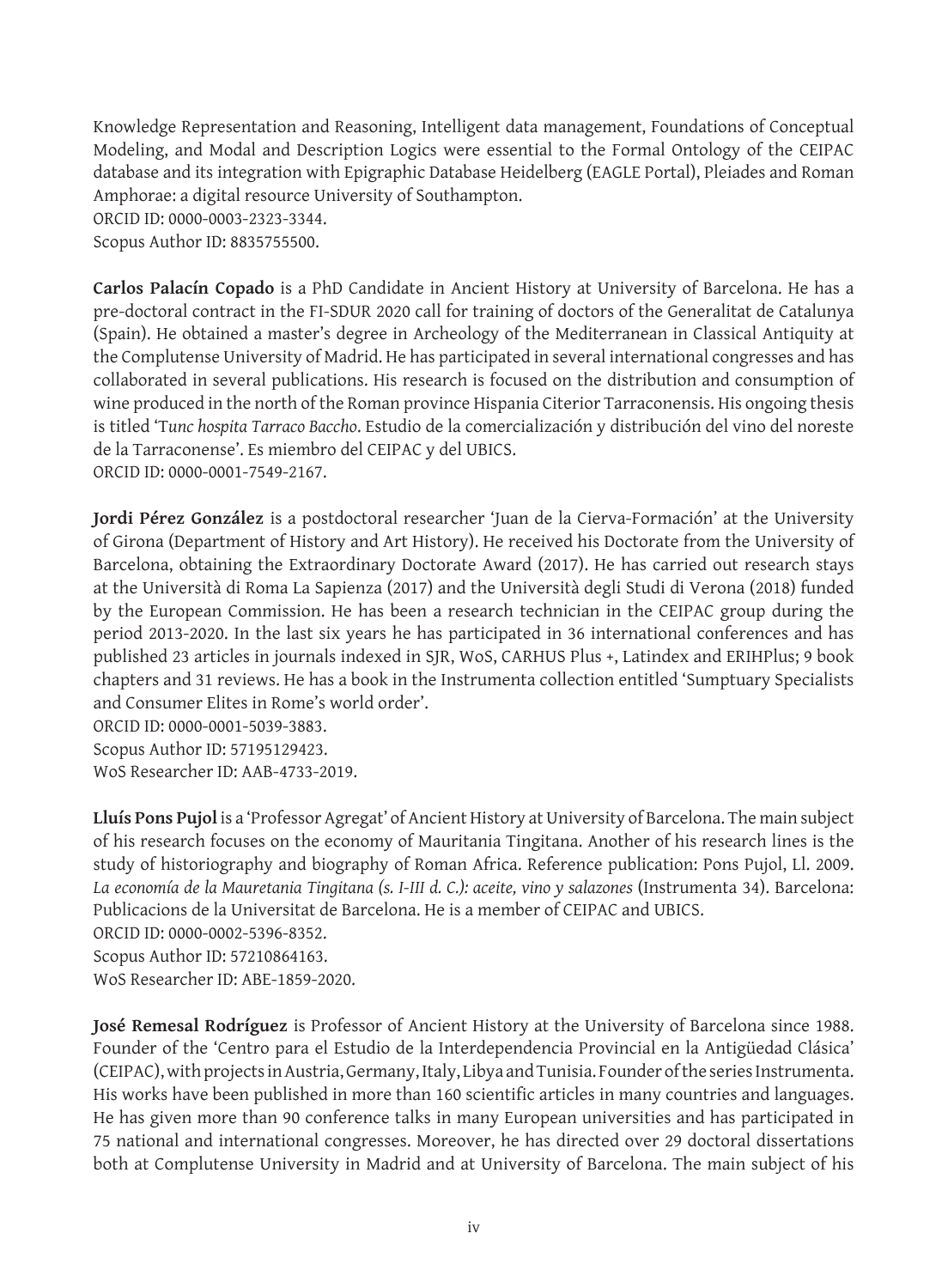Knowledge Representation and Reasoning, Intelligent data management, Foundations of Conceptual Modeling, and Modal and Description Logics were essential to the Formal Ontology of the CEIPAC database and its integration with Epigraphic Database Heidelberg (EAGLE Portal), Pleiades and Roman Amphorae: a digital resource University of Southampton.
ORCID ID: 0000-0003-2323-3344.
Scopus Author ID: 8835755500.

**Carlos Palacín Copado** is a PhD Candidate in Ancient History at University of Barcelona. He has a pre-doctoral contract in the FI-SDUR 2020 call for training of doctors of the Generalitat de Catalunya (Spain). He obtained a master's degree in Archeology of the Mediterranean in Classical Antiquity at the Complutense University of Madrid. He has participated in several international congresses and has collaborated in several publications. His research is focused on the distribution and consumption of wine produced in the north of the Roman province Hispania Citerior Tarraconensis. His ongoing thesis is titled 'T*unc hospita Tarraco Baccho*. Estudio de la comercialización y distribución del vino del noreste de la Tarraconense'. Es miembro del CEIPAC y del UBICS.
ORCID ID: 0000-0001-7549-2167.

**Jordi Pérez González** is a postdoctoral researcher 'Juan de la Cierva-Formación' at the University of Girona (Department of History and Art History). He received his Doctorate from the University of Barcelona, obtaining the Extraordinary Doctorate Award (2017). He has carried out research stays at the Università di Roma La Sapienza (2017) and the Università degli Studi di Verona (2018) funded by the European Commission. He has been a research technician in the CEIPAC group during the period 2013-2020. In the last six years he has participated in 36 international conferences and has published 23 articles in journals indexed in SJR, WoS, CARHUS Plus +, Latindex and ERIHPlus; 9 book chapters and 31 reviews. He has a book in the Instrumenta collection entitled 'Sumptuary Specialists and Consumer Elites in Rome's world order'.
ORCID ID: 0000-0001-5039-3883.
Scopus Author ID: 57195129423.
WoS Researcher ID: AAB-4733-2019.

**Lluís Pons Pujol** is a 'Professor Agregat' of Ancient History at University of Barcelona. The main subject of his research focuses on the economy of Mauritania Tingitana. Another of his research lines is the study of historiography and biography of Roman Africa. Reference publication: Pons Pujol, Ll. 2009. *La economía de la Mauretania Tingitana (s. I-III d. C.): aceite, vino y salazones* (Instrumenta 34). Barcelona: Publicacions de la Universitat de Barcelona. He is a member of CEIPAC and UBICS.
ORCID ID: 0000-0002-5396-8352.
Scopus Author ID: 57210864163.
WoS Researcher ID: ABE-1859-2020.

**José Remesal Rodríguez** is Professor of Ancient History at the University of Barcelona since 1988. Founder of the 'Centro para el Estudio de la Interdependencia Provincial en la Antigüedad Clásica' (CEIPAC), with projects in Austria, Germany, Italy, Libya and Tunisia. Founder of the series Instrumenta. His works have been published in more than 160 scientific articles in many countries and languages. He has given more than 90 conference talks in many European universities and has participated in 75 national and international congresses. Moreover, he has directed over 29 doctoral dissertations both at Complutense University in Madrid and at University of Barcelona. The main subject of his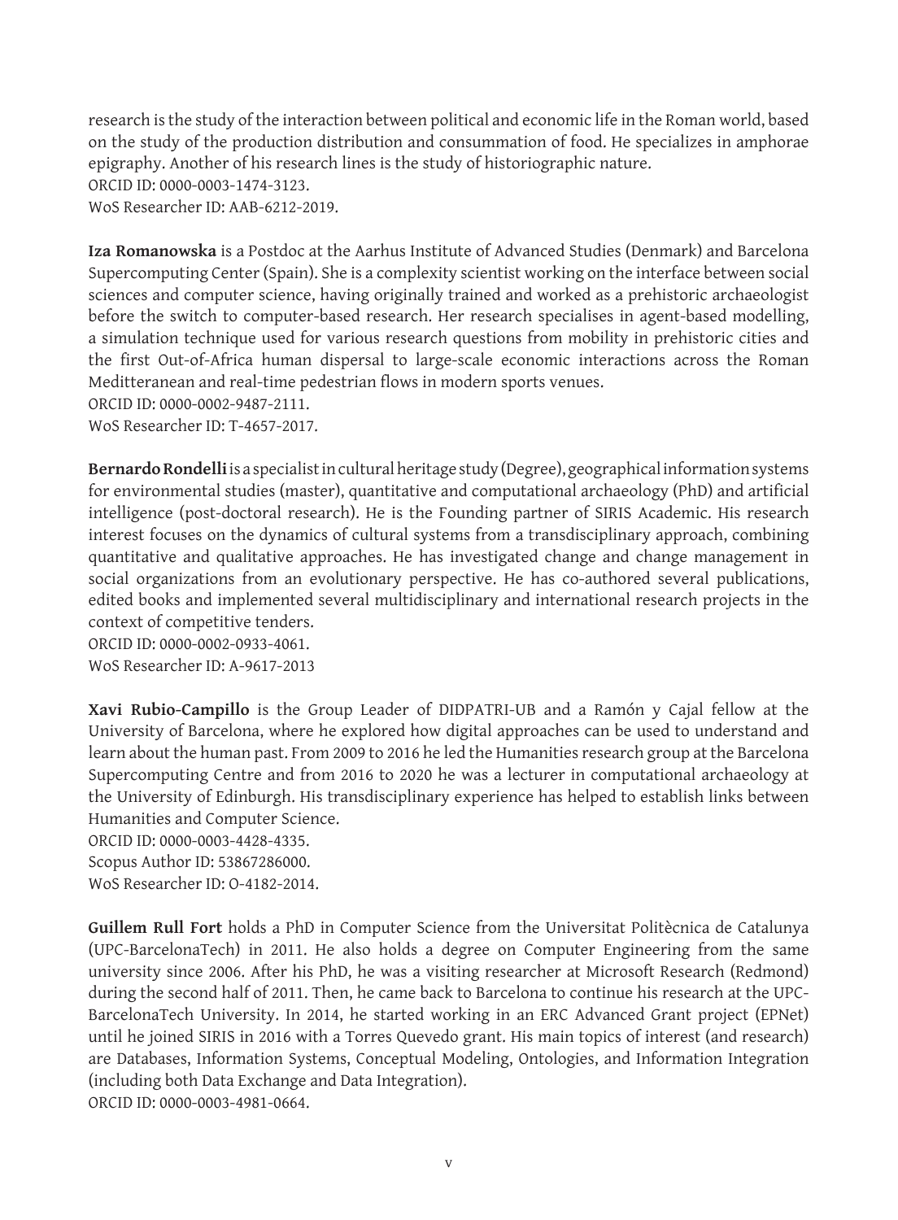research is the study of the interaction between political and economic life in the Roman world, based on the study of the production distribution and consummation of food. He specializes in amphorae epigraphy. Another of his research lines is the study of historiographic nature.
ORCID ID: 0000-0003-1474-3123.
WoS Researcher ID: AAB-6212-2019.

**Iza Romanowska** is a Postdoc at the Aarhus Institute of Advanced Studies (Denmark) and Barcelona Supercomputing Center (Spain). She is a complexity scientist working on the interface between social sciences and computer science, having originally trained and worked as a prehistoric archaeologist before the switch to computer-based research. Her research specialises in agent-based modelling, a simulation technique used for various research questions from mobility in prehistoric cities and the first Out-of-Africa human dispersal to large-scale economic interactions across the Roman Meditteranean and real-time pedestrian flows in modern sports venues.
ORCID ID: 0000-0002-9487-2111.
WoS Researcher ID: T-4657-2017.

**Bernardo Rondelli** is a specialist in cultural heritage study (Degree), geographical information systems for environmental studies (master), quantitative and computational archaeology (PhD) and artificial intelligence (post-doctoral research). He is the Founding partner of SIRIS Academic. His research interest focuses on the dynamics of cultural systems from a transdisciplinary approach, combining quantitative and qualitative approaches. He has investigated change and change management in social organizations from an evolutionary perspective. He has co-authored several publications, edited books and implemented several multidisciplinary and international research projects in the context of competitive tenders.
ORCID ID: 0000-0002-0933-4061.
WoS Researcher ID: A-9617-2013

**Xavi Rubio-Campillo** is the Group Leader of DIDPATRI-UB and a Ramón y Cajal fellow at the University of Barcelona, where he explored how digital approaches can be used to understand and learn about the human past. From 2009 to 2016 he led the Humanities research group at the Barcelona Supercomputing Centre and from 2016 to 2020 he was a lecturer in computational archaeology at the University of Edinburgh. His transdisciplinary experience has helped to establish links between Humanities and Computer Science.
ORCID ID: 0000-0003-4428-4335.
Scopus Author ID: 53867286000.
WoS Researcher ID: O-4182-2014.

**Guillem Rull Fort** holds a PhD in Computer Science from the Universitat Politècnica de Catalunya (UPC-BarcelonaTech) in 2011. He also holds a degree on Computer Engineering from the same university since 2006. After his PhD, he was a visiting researcher at Microsoft Research (Redmond) during the second half of 2011. Then, he came back to Barcelona to continue his research at the UPC-BarcelonaTech University. In 2014, he started working in an ERC Advanced Grant project (EPNet) until he joined SIRIS in 2016 with a Torres Quevedo grant. His main topics of interest (and research) are Databases, Information Systems, Conceptual Modeling, Ontologies, and Information Integration (including both Data Exchange and Data Integration).
ORCID ID: 0000-0003-4981-0664.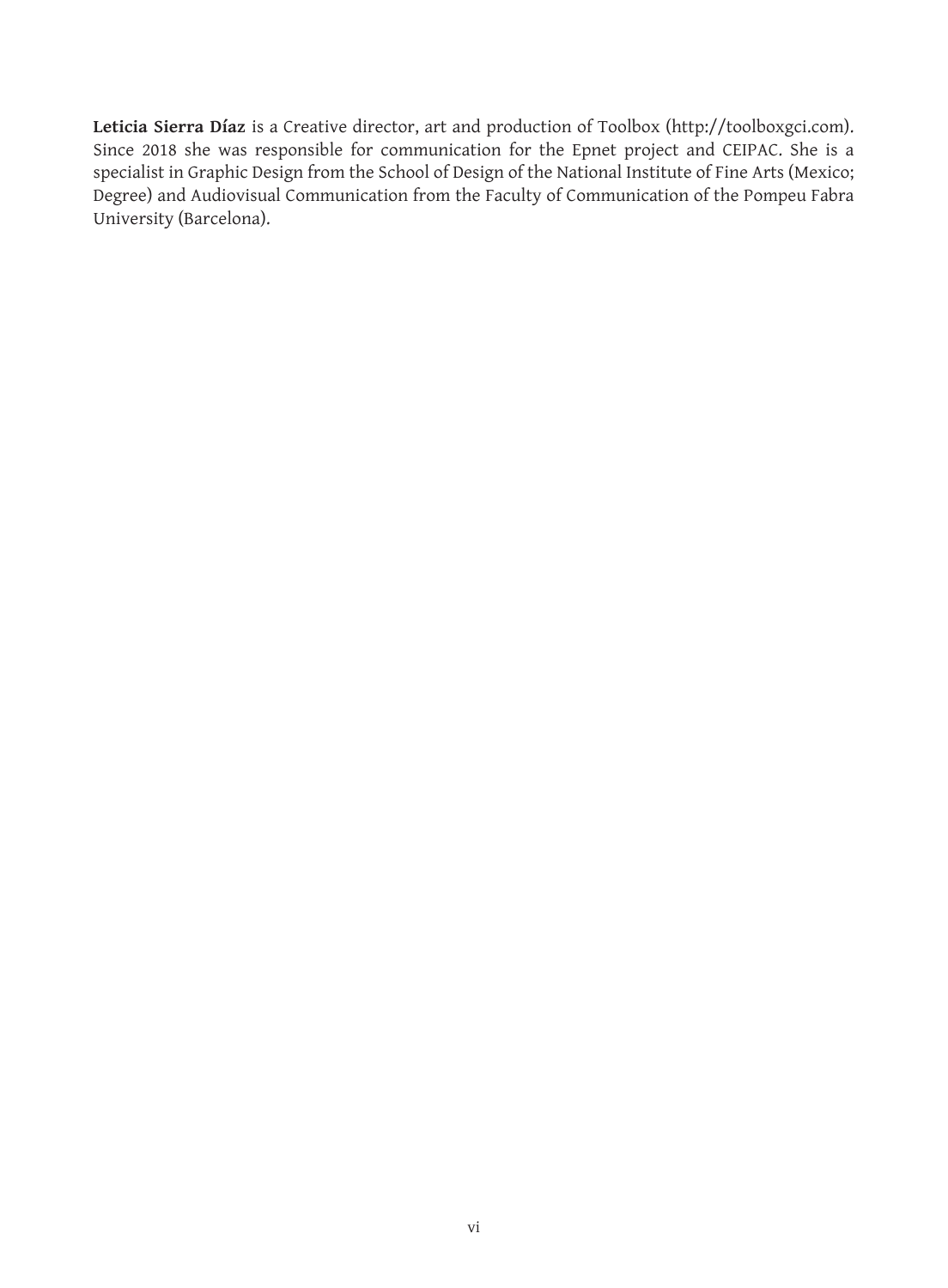**Leticia Sierra Díaz** is a Creative director, art and production of Toolbox (http://toolboxgci.com). Since 2018 she was responsible for communication for the Epnet project and CEIPAC. She is a specialist in Graphic Design from the School of Design of the National Institute of Fine Arts (Mexico; Degree) and Audiovisual Communication from the Faculty of Communication of the Pompeu Fabra University (Barcelona).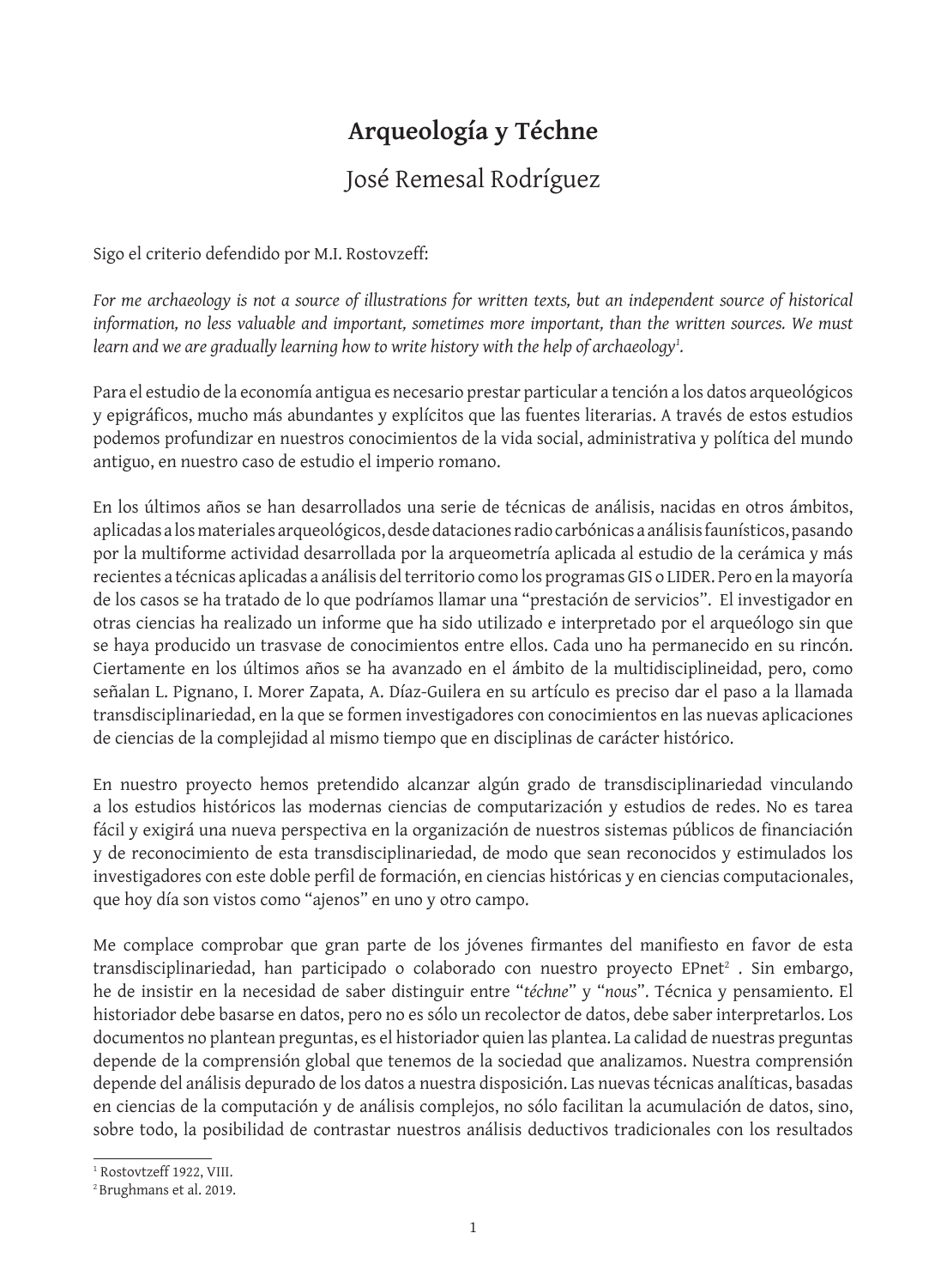# Arqueología y Téchne

## José Remesal Rodríguez

Sigo el criterio defendido por M.I. Rostovzeff:

*For me archaeology is not a source of illustrations for written texts, but an independent source of historical information, no less valuable and important, sometimes more important, than the written sources. We must learn and we are gradually learning how to write history with the help of archaeology*[1].

Para el estudio de la economía antigua es necesario prestar particular a tención a los datos arqueológicos y epigráficos, mucho más abundantes y explícitos que las fuentes literarias. A través de estos estudios podemos profundizar en nuestros conocimientos de la vida social, administrativa y política del mundo antiguo, en nuestro caso de estudio el imperio romano.

En los últimos años se han desarrollados una serie de técnicas de análisis, nacidas en otros ámbitos, aplicadas a los materiales arqueológicos, desde dataciones radio carbónicas a análisis faunísticos, pasando por la multiforme actividad desarrollada por la arqueometría aplicada al estudio de la cerámica y más recientes a técnicas aplicadas a análisis del territorio como los programas GIS o LIDER. Pero en la mayoría de los casos se ha tratado de lo que podríamos llamar una "prestación de servicios". El investigador en otras ciencias ha realizado un informe que ha sido utilizado e interpretado por el arqueólogo sin que se haya producido un trasvase de conocimientos entre ellos. Cada uno ha permanecido en su rincón. Ciertamente en los últimos años se ha avanzado en el ámbito de la multidisciplineidad, pero, como señalan L. Pignano, I. Morer Zapata, A. Díaz-Guilera en su artículo es preciso dar el paso a la llamada transdisciplinariedad, en la que se formen investigadores con conocimientos en las nuevas aplicaciones de ciencias de la complejidad al mismo tiempo que en disciplinas de carácter histórico.

En nuestro proyecto hemos pretendido alcanzar algún grado de transdisciplinariedad vinculando a los estudios históricos las modernas ciencias de computarización y estudios de redes. No es tarea fácil y exigirá una nueva perspectiva en la organización de nuestros sistemas públicos de financiación y de reconocimiento de esta transdisciplinariedad, de modo que sean reconocidos y estimulados los investigadores con este doble perfil de formación, en ciencias históricas y en ciencias computacionales, que hoy día son vistos como "ajenos" en uno y otro campo.

Me complace comprobar que gran parte de los jóvenes firmantes del manifiesto en favor de esta transdisciplinariedad, han participado o colaborado con nuestro proyecto EPnet[2] . Sin embargo, he de insistir en la necesidad de saber distinguir entre "*téchne*" y "*nous*". Técnica y pensamiento. El historiador debe basarse en datos, pero no es sólo un recolector de datos, debe saber interpretarlos. Los documentos no plantean preguntas, es el historiador quien las plantea. La calidad de nuestras preguntas depende de la comprensión global que tenemos de la sociedad que analizamos. Nuestra comprensión depende del análisis depurado de los datos a nuestra disposición. Las nuevas técnicas analíticas, basadas en ciencias de la computación y de análisis complejos, no sólo facilitan la acumulación de datos, sino, sobre todo, la posibilidad de contrastar nuestros análisis deductivos tradicionales con los resultados

[1] Rostovtzeff 1922, VIII.

[2] Brughmans et al. 2019.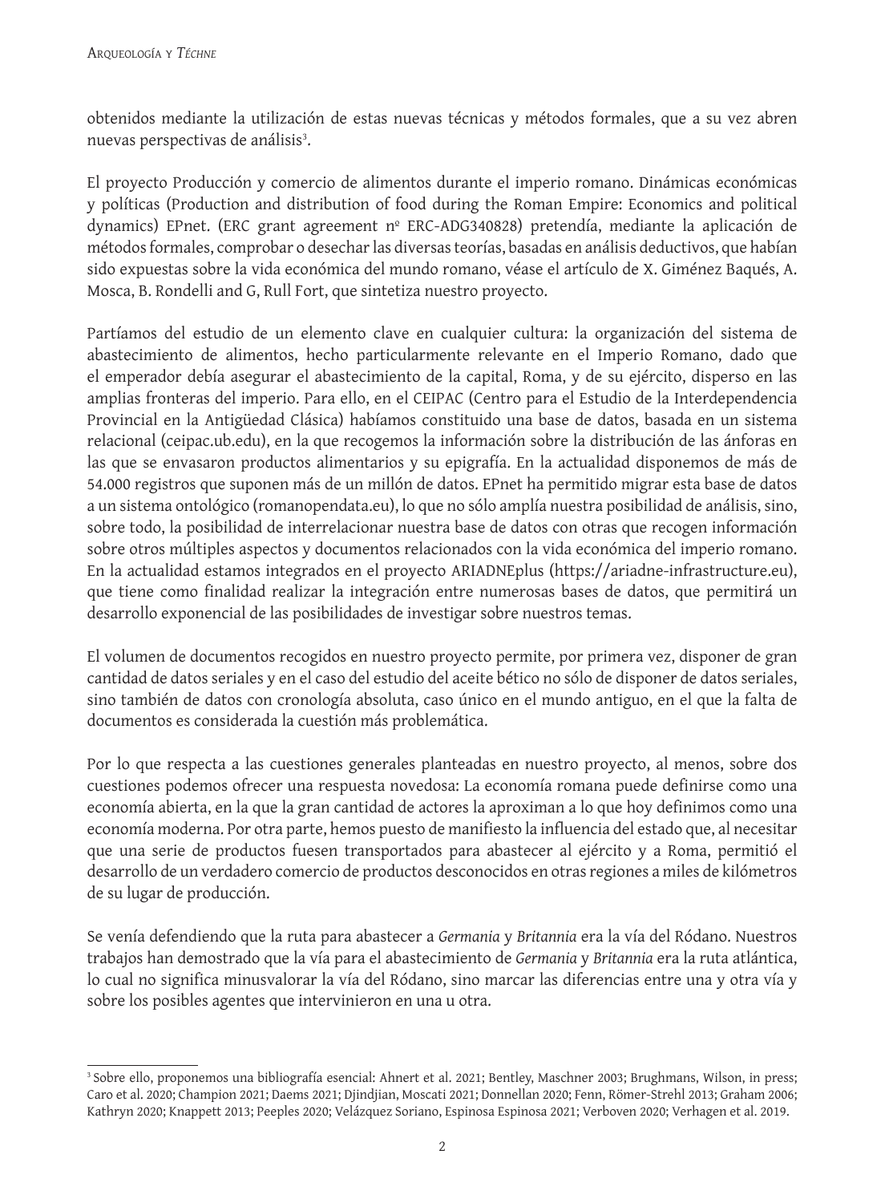obtenidos mediante la utilización de estas nuevas técnicas y métodos formales, que a su vez abren nuevas perspectivas de análisis[3].

El proyecto Producción y comercio de alimentos durante el imperio romano. Dinámicas económicas y políticas (Production and distribution of food during the Roman Empire: Economics and political dynamics) EPnet. (ERC grant agreement nº ERC-ADG340828) pretendía, mediante la aplicación de métodos formales, comprobar o desechar las diversas teorías, basadas en análisis deductivos, que habían sido expuestas sobre la vida económica del mundo romano, véase el artículo de X. Giménez Baqués, A. Mosca, B. Rondelli and G, Rull Fort, que sintetiza nuestro proyecto.

Partíamos del estudio de un elemento clave en cualquier cultura: la organización del sistema de abastecimiento de alimentos, hecho particularmente relevante en el Imperio Romano, dado que el emperador debía asegurar el abastecimiento de la capital, Roma, y de su ejército, disperso en las amplias fronteras del imperio. Para ello, en el CEIPAC (Centro para el Estudio de la Interdependencia Provincial en la Antigüedad Clásica) habíamos constituido una base de datos, basada en un sistema relacional (ceipac.ub.edu), en la que recogemos la información sobre la distribución de las ánforas en las que se envasaron productos alimentarios y su epigrafía. En la actualidad disponemos de más de 54.000 registros que suponen más de un millón de datos. EPnet ha permitido migrar esta base de datos a un sistema ontológico (romanopendata.eu), lo que no sólo amplía nuestra posibilidad de análisis, sino, sobre todo, la posibilidad de interrelacionar nuestra base de datos con otras que recogen información sobre otros múltiples aspectos y documentos relacionados con la vida económica del imperio romano. En la actualidad estamos integrados en el proyecto ARIADNEplus (https://ariadne-infrastructure.eu), que tiene como finalidad realizar la integración entre numerosas bases de datos, que permitirá un desarrollo exponencial de las posibilidades de investigar sobre nuestros temas.

El volumen de documentos recogidos en nuestro proyecto permite, por primera vez, disponer de gran cantidad de datos seriales y en el caso del estudio del aceite bético no sólo de disponer de datos seriales, sino también de datos con cronología absoluta, caso único en el mundo antiguo, en el que la falta de documentos es considerada la cuestión más problemática.

Por lo que respecta a las cuestiones generales planteadas en nuestro proyecto, al menos, sobre dos cuestiones podemos ofrecer una respuesta novedosa: La economía romana puede definirse como una economía abierta, en la que la gran cantidad de actores la aproximan a lo que hoy definimos como una economía moderna. Por otra parte, hemos puesto de manifiesto la influencia del estado que, al necesitar que una serie de productos fuesen transportados para abastecer al ejército y a Roma, permitió el desarrollo de un verdadero comercio de productos desconocidos en otras regiones a miles de kilómetros de su lugar de producción.

Se venía defendiendo que la ruta para abastecer a *Germania* y *Britannia* era la vía del Ródano. Nuestros trabajos han demostrado que la vía para el abastecimiento de *Germania* y *Britannia* era la ruta atlántica, lo cual no significa minusvalorar la vía del Ródano, sino marcar las diferencias entre una y otra vía y sobre los posibles agentes que intervinieron en una u otra.

---

[3] Sobre ello, proponemos una bibliografía esencial: Ahnert et al. 2021; Bentley, Maschner 2003; Brughmans, Wilson, in press; Caro et al. 2020; Champion 2021; Daems 2021; Djindjian, Moscati 2021; Donnellan 2020; Fenn, Römer-Strehl 2013; Graham 2006; Kathryn 2020; Knappett 2013; Peeples 2020; Velázquez Soriano, Espinosa Espinosa 2021; Verboven 2020; Verhagen et al. 2019.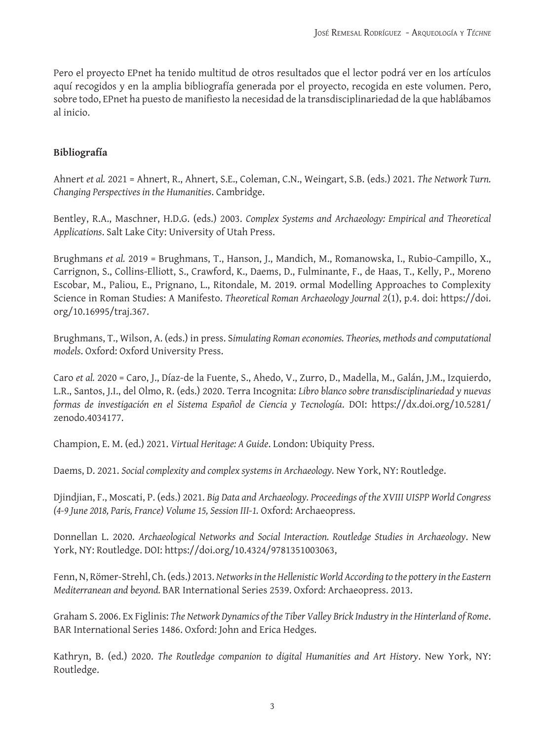Pero el proyecto EPnet ha tenido multitud de otros resultados que el lector podrá ver en los artículos aquí recogidos y en la amplia bibliografía generada por el proyecto, recogida en este volumen. Pero, sobre todo, EPnet ha puesto de manifiesto la necesidad de la transdisciplinariedad de la que hablábamos al inicio.

## Bibliografía

Ahnert *et al.* 2021 = Ahnert, R., Ahnert, S.E., Coleman, C.N., Weingart, S.B. (eds.) 2021. *The Network Turn. Changing Perspectives in the Humanities*. Cambridge.

Bentley, R.A., Maschner, H.D.G. (eds.) 2003. *Complex Systems and Archaeology: Empirical and Theoretical Applications*. Salt Lake City: University of Utah Press.

Brughmans *et al.* 2019 = Brughmans, T., Hanson, J., Mandich, M., Romanowska, I., Rubio-Campillo, X., Carrignon, S., Collins-Elliott, S., Crawford, K., Daems, D., Fulminante, F., de Haas, T., Kelly, P., Moreno Escobar, M., Paliou, E., Prignano, L., Ritondale, M. 2019. ormal Modelling Approaches to Complexity Science in Roman Studies: A Manifesto. *Theoretical Roman Archaeology Journal* 2(1), p.4. doi: https://doi.org/10.16995/traj.367.

Brughmans, T., Wilson, A. (eds.) in press. S*imulating Roman economies. Theories, methods and computational models*. Oxford: Oxford University Press.

Caro *et al.* 2020 = Caro, J., Díaz-de la Fuente, S., Ahedo, V., Zurro, D., Madella, M., Galán, J.M., Izquierdo, L.R., Santos, J.I., del Olmo, R. (eds.) 2020. Terra Incognita: *Libro blanco sobre transdisciplinariedad y nuevas formas de investigación en el Sistema Español de Ciencia y Tecnología*. DOI: https://dx.doi.org/10.5281/zenodo.4034177.

Champion, E. M. (ed.) 2021. *Virtual Heritage: A Guide*. London: Ubiquity Press.

Daems, D. 2021. *Social complexity and complex systems in Archaeology.* New York, NY: Routledge.

Djindjian, F., Moscati, P. (eds.) 2021. *Big Data and Archaeology. Proceedings of the XVIII UISPP World Congress (4-9 June 2018, Paris, France) Volume 15, Session III-1.* Oxford: Archaeopress.

Donnellan L. 2020. *Archaeological Networks and Social Interaction. Routledge Studies in Archaeology*. New York, NY: Routledge. DOI: https://doi.org/10.4324/9781351003063,

Fenn, N, Römer-Strehl, Ch. (eds.) 2013. *Networks in the Hellenistic World According to the pottery in the Eastern Mediterranean and beyond.* BAR International Series 2539. Oxford: Archaeopress. 2013.

Graham S. 2006. Ex Figlinis: *The Network Dynamics of the Tiber Valley Brick Industry in the Hinterland of Rome*. BAR International Series 1486. Oxford: John and Erica Hedges.

Kathryn, B. (ed.) 2020. *The Routledge companion to digital Humanities and Art History*. New York, NY: Routledge.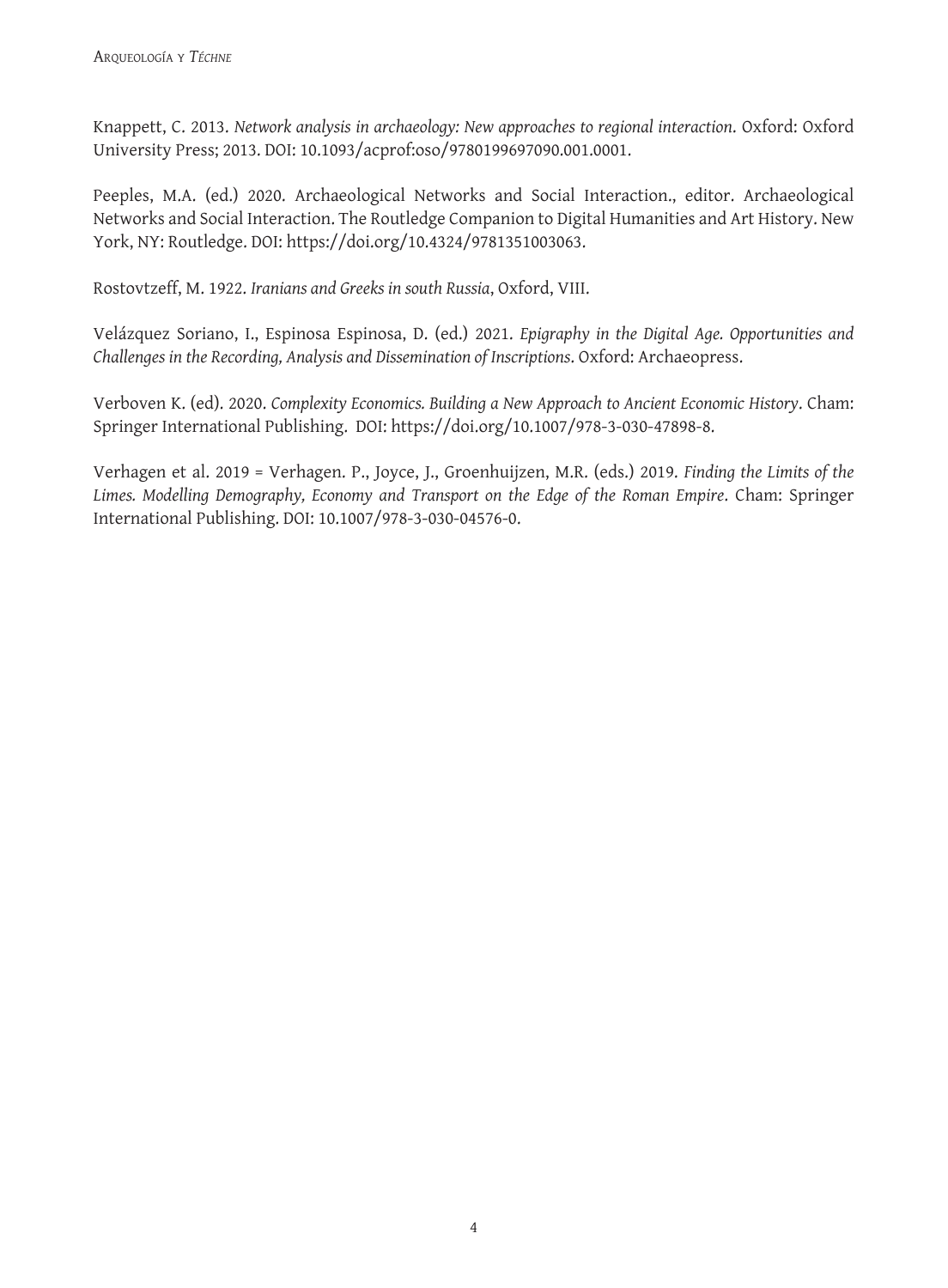Knappett, C. 2013. *Network analysis in archaeology: New approaches to regional interaction*. Oxford: Oxford University Press; 2013. DOI: 10.1093/acprof:oso/9780199697090.001.0001.

Peeples, M.A. (ed.) 2020. Archaeological Networks and Social Interaction., editor. Archaeological Networks and Social Interaction. The Routledge Companion to Digital Humanities and Art History. New York, NY: Routledge. DOI: https://doi.org/10.4324/9781351003063.

Rostovtzeff, M. 1922. *Iranians and Greeks in south Russia*, Oxford, VIII.

Velázquez Soriano, I., Espinosa Espinosa, D. (ed.) 2021. *Epigraphy in the Digital Age. Opportunities and Challenges in the Recording, Analysis and Dissemination of Inscriptions*. Oxford: Archaeopress.

Verboven K. (ed). 2020. *Complexity Economics. Building a New Approach to Ancient Economic History*. Cham: Springer International Publishing. DOI: https://doi.org/10.1007/978-3-030-47898-8.

Verhagen et al. 2019 = Verhagen. P., Joyce, J., Groenhuijzen, M.R. (eds.) 2019. *Finding the Limits of the Limes. Modelling Demography, Economy and Transport on the Edge of the Roman Empire*. Cham: Springer International Publishing. DOI: 10.1007/978-3-030-04576-0.